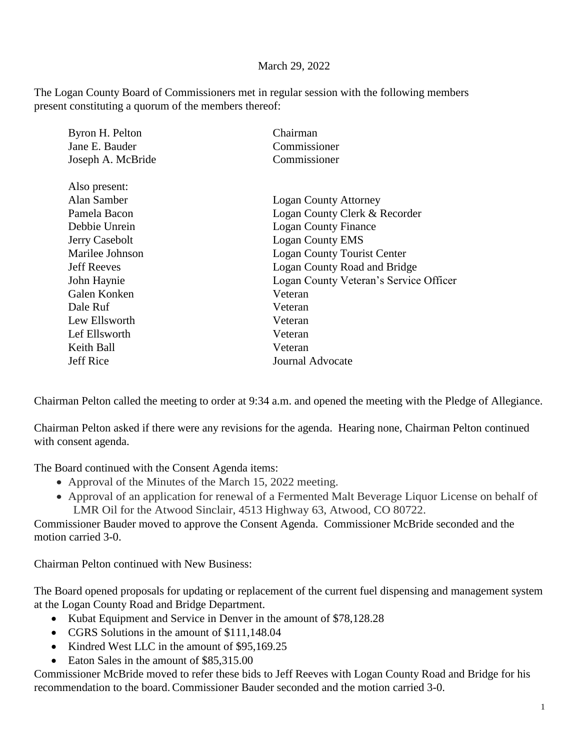March 29, 2022

The Logan County Board of Commissioners met in regular session with the following members present constituting a quorum of the members thereof:

| | |
|---|---|
| Byron H. Pelton | Chairman |
| Jane E. Bauder | Commissioner |
| Joseph A. McBride | Commissioner |
| | |
| Also present: | |
| Alan Samber | Logan County Attorney |
| Pamela Bacon | Logan County Clerk & Recorder |
| Debbie Unrein | Logan County Finance |
| Jerry Casebolt | Logan County EMS |
| Marilee Johnson | Logan County Tourist Center |
| Jeff Reeves | Logan County Road and Bridge |
| John Haynie | Logan County Veteran's Service Officer |
| Galen Konken | Veteran |
| Dale Ruf | Veteran |
| Lew Ellsworth | Veteran |
| Lef Ellsworth | Veteran |
| Keith Ball | Veteran |
| Jeff Rice | Journal Advocate |

Chairman Pelton called the meeting to order at 9:34 a.m. and opened the meeting with the Pledge of Allegiance.

Chairman Pelton asked if there were any revisions for the agenda. Hearing none, Chairman Pelton continued with consent agenda.

The Board continued with the Consent Agenda items:

- Approval of the Minutes of the March 15, 2022 meeting.
- Approval of an application for renewal of a Fermented Malt Beverage Liquor License on behalf of LMR Oil for the Atwood Sinclair, 4513 Highway 63, Atwood, CO 80722.

Commissioner Bauder moved to approve the Consent Agenda. Commissioner McBride seconded and the motion carried 3-0.

Chairman Pelton continued with New Business:

The Board opened proposals for updating or replacement of the current fuel dispensing and management system at the Logan County Road and Bridge Department.

- Kubat Equipment and Service in Denver in the amount of $78,128.28
- CGRS Solutions in the amount of $111,148.04
- Kindred West LLC in the amount of $95,169.25
- Eaton Sales in the amount of $85,315.00

Commissioner McBride moved to refer these bids to Jeff Reeves with Logan County Road and Bridge for his recommendation to the board. Commissioner Bauder seconded and the motion carried 3-0.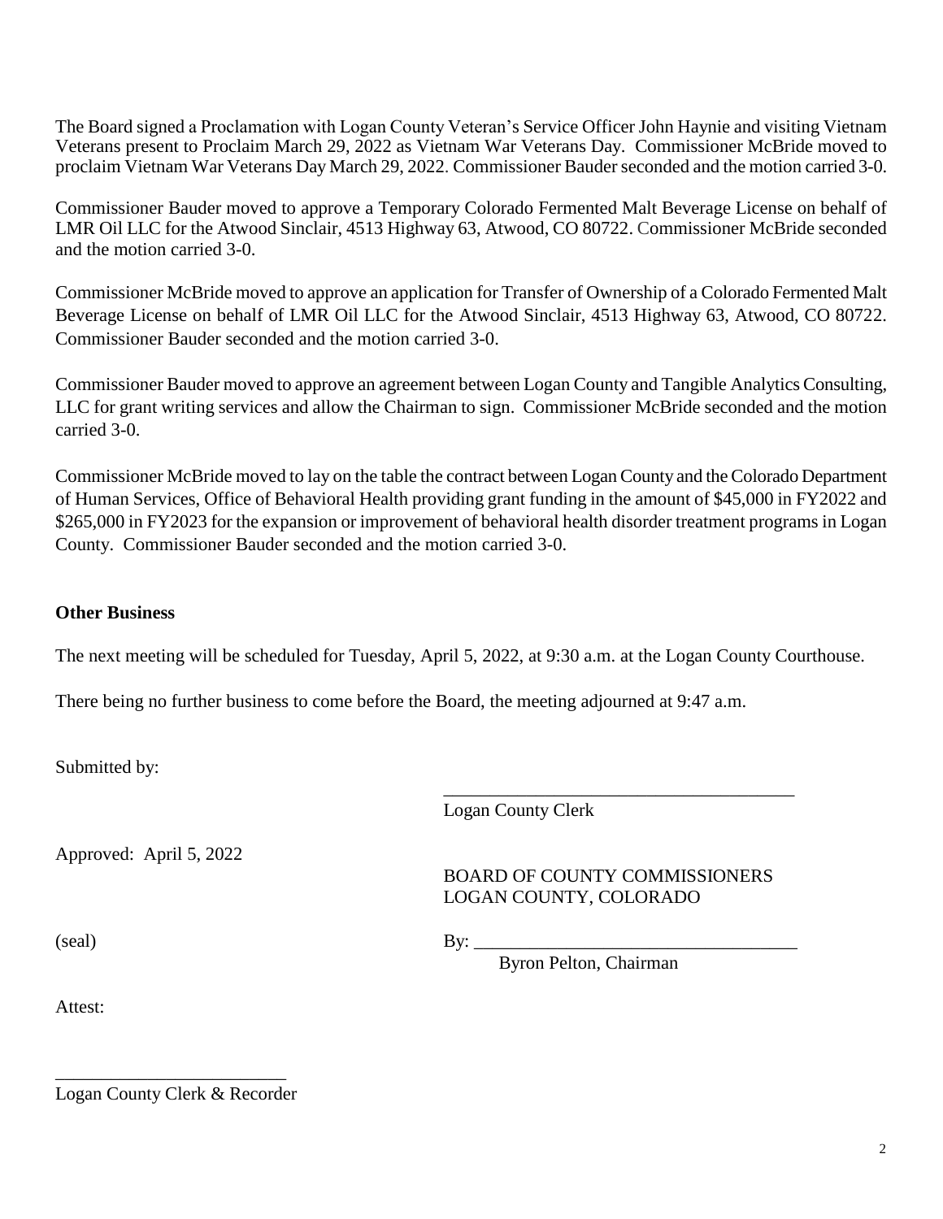The Board signed a Proclamation with Logan County Veteran's Service Officer John Haynie and visiting Vietnam Veterans present to Proclaim March 29, 2022 as Vietnam War Veterans Day. Commissioner McBride moved to proclaim Vietnam War Veterans Day March 29, 2022. Commissioner Bauder seconded and the motion carried 3-0.

Commissioner Bauder moved to approve a Temporary Colorado Fermented Malt Beverage License on behalf of LMR Oil LLC for the Atwood Sinclair, 4513 Highway 63, Atwood, CO 80722. Commissioner McBride seconded and the motion carried 3-0.

Commissioner McBride moved to approve an application for Transfer of Ownership of a Colorado Fermented Malt Beverage License on behalf of LMR Oil LLC for the Atwood Sinclair, 4513 Highway 63, Atwood, CO 80722. Commissioner Bauder seconded and the motion carried 3-0.

Commissioner Bauder moved to approve an agreement between Logan County and Tangible Analytics Consulting, LLC for grant writing services and allow the Chairman to sign. Commissioner McBride seconded and the motion carried 3-0.

Commissioner McBride moved to lay on the table the contract between Logan County and the Colorado Department of Human Services, Office of Behavioral Health providing grant funding in the amount of $45,000 in FY2022 and $265,000 in FY2023 for the expansion or improvement of behavioral health disorder treatment programs in Logan County. Commissioner Bauder seconded and the motion carried 3-0.

**Other Business**

The next meeting will be scheduled for Tuesday, April 5, 2022, at 9:30 a.m. at the Logan County Courthouse.

There being no further business to come before the Board, the meeting adjourned at 9:47 a.m.

Submitted by:

_______________________________________
Logan County Clerk

Approved: April 5, 2022

BOARD OF COUNTY COMMISSIONERS
LOGAN COUNTY, COLORADO

(seal)

By: ___________________________________
Byron Pelton, Chairman

Attest:

_________________________
Logan County Clerk & Recorder